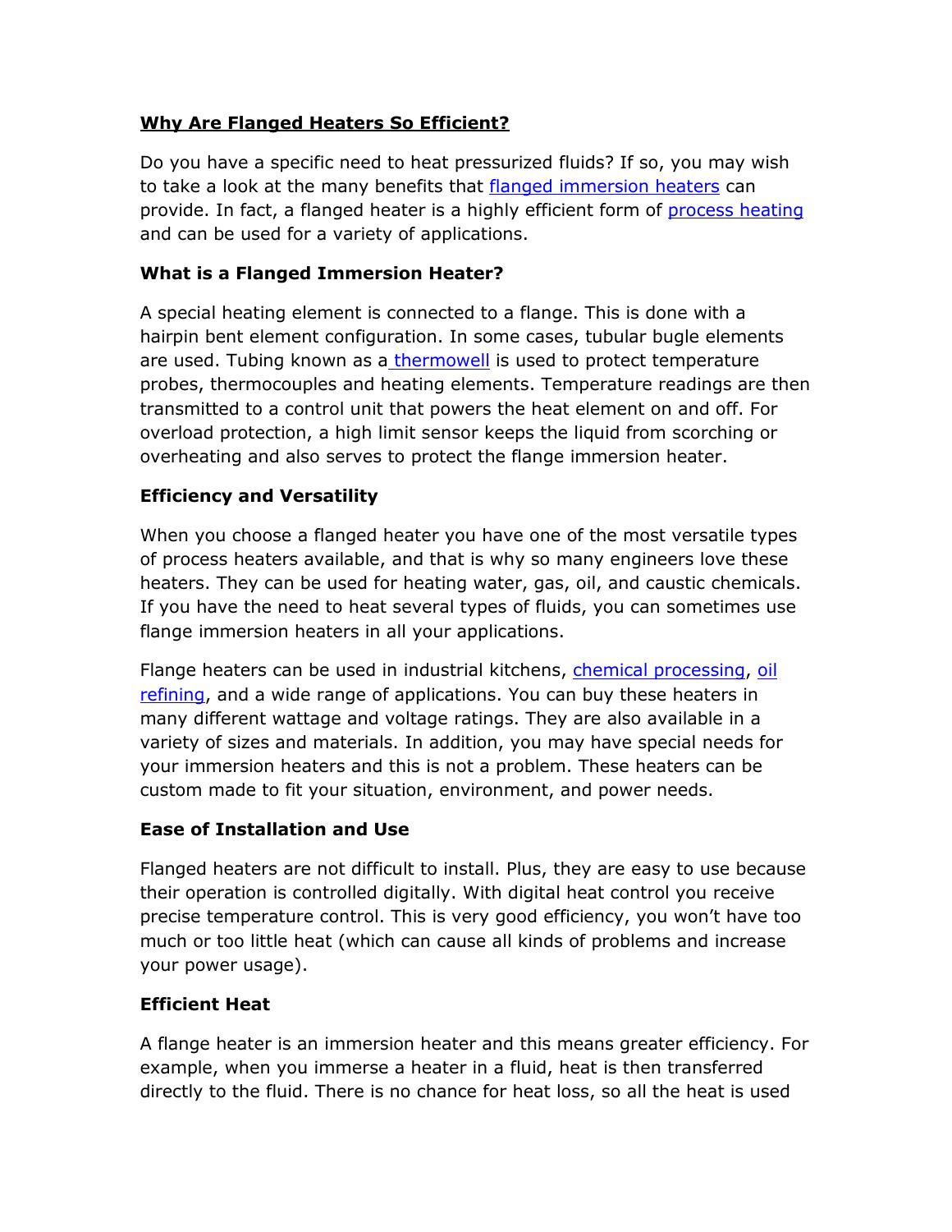## Why Are Flanged Heaters So Efficient?

Do you have a specific need to heat pressurized fluids? If so, you may wish to take a look at the many benefits that flanged immersion heaters can provide. In fact, a flanged heater is a highly efficient form of process heating and can be used for a variety of applications.

### What is a Flanged Immersion Heater?

A special heating element is connected to a flange. This is done with a hairpin bent element configuration. In some cases, tubular bugle elements are used. Tubing known as a thermowell is used to protect temperature probes, thermocouples and heating elements. Temperature readings are then transmitted to a control unit that powers the heat element on and off. For overload protection, a high limit sensor keeps the liquid from scorching or overheating and also serves to protect the flange immersion heater.

### Efficiency and Versatility

When you choose a flanged heater you have one of the most versatile types of process heaters available, and that is why so many engineers love these heaters. They can be used for heating water, gas, oil, and caustic chemicals. If you have the need to heat several types of fluids, you can sometimes use flange immersion heaters in all your applications.

Flange heaters can be used in industrial kitchens, chemical processing, oil refining, and a wide range of applications. You can buy these heaters in many different wattage and voltage ratings. They are also available in a variety of sizes and materials. In addition, you may have special needs for your immersion heaters and this is not a problem. These heaters can be custom made to fit your situation, environment, and power needs.

### Ease of Installation and Use

Flanged heaters are not difficult to install. Plus, they are easy to use because their operation is controlled digitally. With digital heat control you receive precise temperature control. This is very good efficiency, you won't have too much or too little heat (which can cause all kinds of problems and increase your power usage).

### Efficient Heat

A flange heater is an immersion heater and this means greater efficiency. For example, when you immerse a heater in a fluid, heat is then transferred directly to the fluid. There is no chance for heat loss, so all the heat is used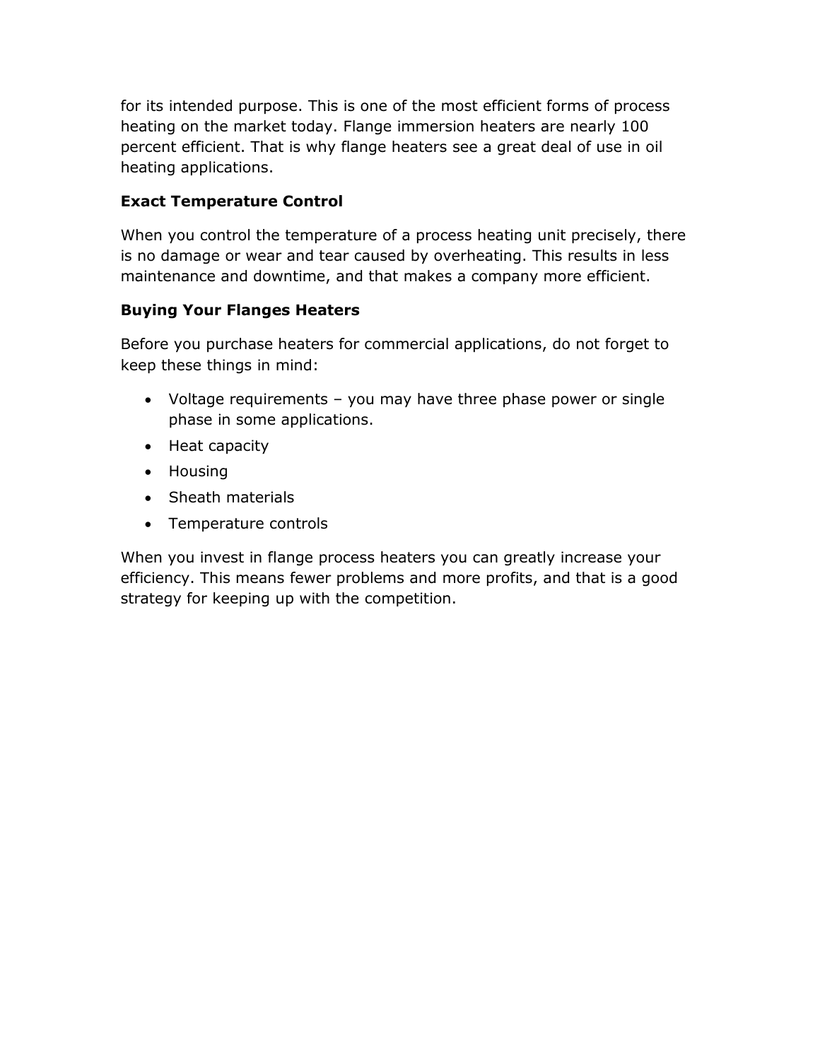for its intended purpose. This is one of the most efficient forms of process heating on the market today. Flange immersion heaters are nearly 100 percent efficient. That is why flange heaters see a great deal of use in oil heating applications.

### Exact Temperature Control

When you control the temperature of a process heating unit precisely, there is no damage or wear and tear caused by overheating. This results in less maintenance and downtime, and that makes a company more efficient.

### Buying Your Flanges Heaters

Before you purchase heaters for commercial applications, do not forget to keep these things in mind:

- Voltage requirements – you may have three phase power or single phase in some applications.
- Heat capacity
- Housing
- Sheath materials
- Temperature controls

When you invest in flange process heaters you can greatly increase your efficiency. This means fewer problems and more profits, and that is a good strategy for keeping up with the competition.